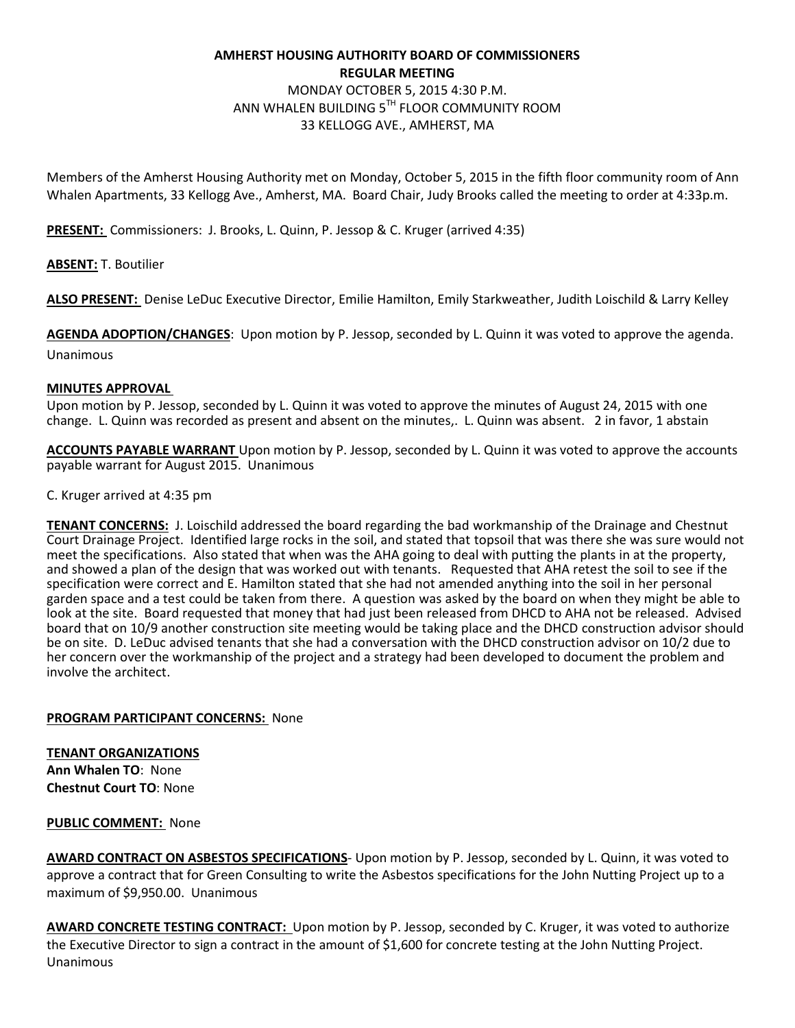**AMHERST HOUSING AUTHORITY BOARD OF COMMISSIONERS**
**REGULAR MEETING**
MONDAY OCTOBER 5, 2015 4:30 P.M.
ANN WHALEN BUILDING 5TH FLOOR COMMUNITY ROOM
33 KELLOGG AVE., AMHERST, MA

Members of the Amherst Housing Authority met on Monday, October 5, 2015 in the fifth floor community room of Ann Whalen Apartments, 33 Kellogg Ave., Amherst, MA. Board Chair, Judy Brooks called the meeting to order at 4:33p.m.

**PRESENT:** Commissioners: J. Brooks, L. Quinn, P. Jessop & C. Kruger (arrived 4:35)

**ABSENT:** T. Boutilier

**ALSO PRESENT:** Denise LeDuc Executive Director, Emilie Hamilton, Emily Starkweather, Judith Loischild & Larry Kelley

**AGENDA ADOPTION/CHANGES**: Upon motion by P. Jessop, seconded by L. Quinn it was voted to approve the agenda. Unanimous

**MINUTES APPROVAL**
Upon motion by P. Jessop, seconded by L. Quinn it was voted to approve the minutes of August 24, 2015 with one change. L. Quinn was recorded as present and absent on the minutes,. L. Quinn was absent. 2 in favor, 1 abstain

**ACCOUNTS PAYABLE WARRANT** Upon motion by P. Jessop, seconded by L. Quinn it was voted to approve the accounts payable warrant for August 2015. Unanimous

C. Kruger arrived at 4:35 pm

**TENANT CONCERNS:** J. Loischild addressed the board regarding the bad workmanship of the Drainage and Chestnut Court Drainage Project. Identified large rocks in the soil, and stated that topsoil that was there she was sure would not meet the specifications. Also stated that when was the AHA going to deal with putting the plants in at the property, and showed a plan of the design that was worked out with tenants. Requested that AHA retest the soil to see if the specification were correct and E. Hamilton stated that she had not amended anything into the soil in her personal garden space and a test could be taken from there. A question was asked by the board on when they might be able to look at the site. Board requested that money that had just been released from DHCD to AHA not be released. Advised board that on 10/9 another construction site meeting would be taking place and the DHCD construction advisor should be on site. D. LeDuc advised tenants that she had a conversation with the DHCD construction advisor on 10/2 due to her concern over the workmanship of the project and a strategy had been developed to document the problem and involve the architect.

**PROGRAM PARTICIPANT CONCERNS:** None

**TENANT ORGANIZATIONS**
**Ann Whalen TO**: None
**Chestnut Court TO**: None

**PUBLIC COMMENT:** None

**AWARD CONTRACT ON ASBESTOS SPECIFICATIONS**- Upon motion by P. Jessop, seconded by L. Quinn, it was voted to approve a contract that for Green Consulting to write the Asbestos specifications for the John Nutting Project up to a maximum of $9,950.00. Unanimous

**AWARD CONCRETE TESTING CONTRACT:** Upon motion by P. Jessop, seconded by C. Kruger, it was voted to authorize the Executive Director to sign a contract in the amount of $1,600 for concrete testing at the John Nutting Project. Unanimous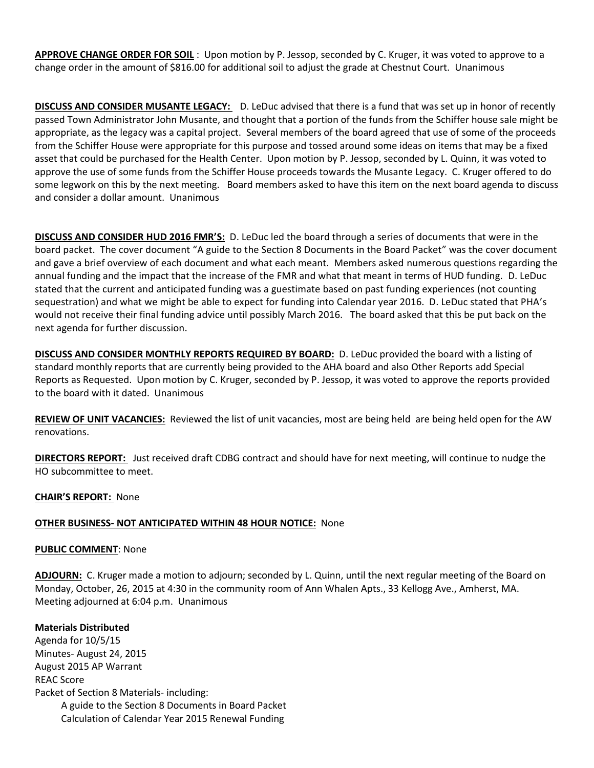**<u>APPROVE CHANGE ORDER FOR SOIL</u>** : Upon motion by P. Jessop, seconded by C. Kruger, it was voted to approve to a change order in the amount of $816.00 for additional soil to adjust the grade at Chestnut Court. Unanimous

**<u>DISCUSS AND CONSIDER MUSANTE LEGACY:</u>** D. LeDuc advised that there is a fund that was set up in honor of recently passed Town Administrator John Musante, and thought that a portion of the funds from the Schiffer house sale might be appropriate, as the legacy was a capital project. Several members of the board agreed that use of some of the proceeds from the Schiffer House were appropriate for this purpose and tossed around some ideas on items that may be a fixed asset that could be purchased for the Health Center. Upon motion by P. Jessop, seconded by L. Quinn, it was voted to approve the use of some funds from the Schiffer House proceeds towards the Musante Legacy. C. Kruger offered to do some legwork on this by the next meeting. Board members asked to have this item on the next board agenda to discuss and consider a dollar amount. Unanimous

**<u>DISCUSS AND CONSIDER HUD 2016 FMR'S:</u>** D. LeDuc led the board through a series of documents that were in the board packet. The cover document "A guide to the Section 8 Documents in the Board Packet" was the cover document and gave a brief overview of each document and what each meant. Members asked numerous questions regarding the annual funding and the impact that the increase of the FMR and what that meant in terms of HUD funding. D. LeDuc stated that the current and anticipated funding was a guestimate based on past funding experiences (not counting sequestration) and what we might be able to expect for funding into Calendar year 2016. D. LeDuc stated that PHA's would not receive their final funding advice until possibly March 2016. The board asked that this be put back on the next agenda for further discussion.

**<u>DISCUSS AND CONSIDER MONTHLY REPORTS REQUIRED BY BOARD:</u>** D. LeDuc provided the board with a listing of standard monthly reports that are currently being provided to the AHA board and also Other Reports add Special Reports as Requested. Upon motion by C. Kruger, seconded by P. Jessop, it was voted to approve the reports provided to the board with it dated. Unanimous

**<u>REVIEW OF UNIT VACANCIES:</u>** Reviewed the list of unit vacancies, most are being held are being held open for the AW renovations.

**<u>DIRECTORS REPORT:</u>** Just received draft CDBG contract and should have for next meeting, will continue to nudge the HO subcommittee to meet.

**<u>CHAIR'S REPORT:</u>** None

**<u>OTHER BUSINESS- NOT ANTICIPATED WITHIN 48 HOUR NOTICE:</u>** None

**<u>PUBLIC COMMENT</u>**: None

**<u>ADJOURN:</u>** C. Kruger made a motion to adjourn; seconded by L. Quinn, until the next regular meeting of the Board on Monday, October, 26, 2015 at 4:30 in the community room of Ann Whalen Apts., 33 Kellogg Ave., Amherst, MA. Meeting adjourned at 6:04 p.m. Unanimous

**Materials Distributed**

Agenda for 10/5/15
Minutes- August 24, 2015
August 2015 AP Warrant
REAC Score
Packet of Section 8 Materials- including:
- A guide to the Section 8 Documents in Board Packet
- Calculation of Calendar Year 2015 Renewal Funding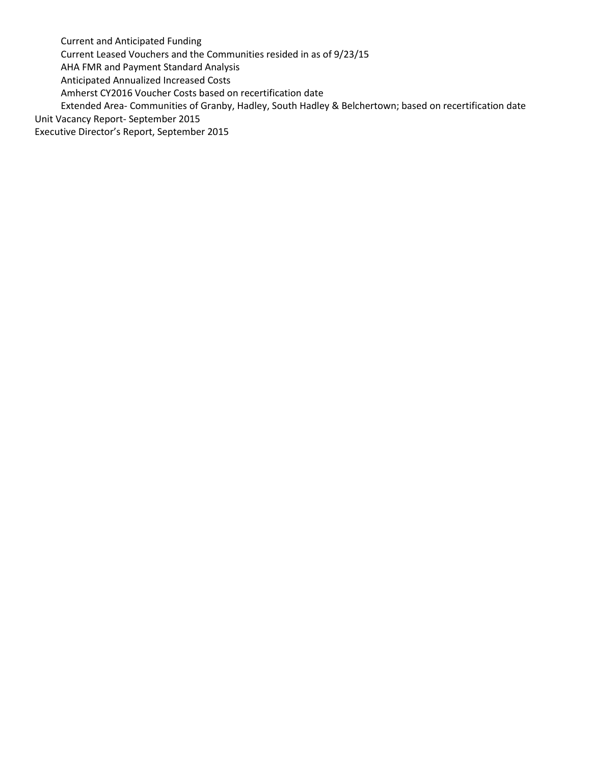- Current and Anticipated Funding
- Current Leased Vouchers and the Communities resided in as of 9/23/15
- AHA FMR and Payment Standard Analysis
- Anticipated Annualized Increased Costs
- Amherst CY2016 Voucher Costs based on recertification date
- Extended Area- Communities of Granby, Hadley, South Hadley & Belchertown; based on recertification date

Unit Vacancy Report- September 2015

Executive Director's Report, September 2015